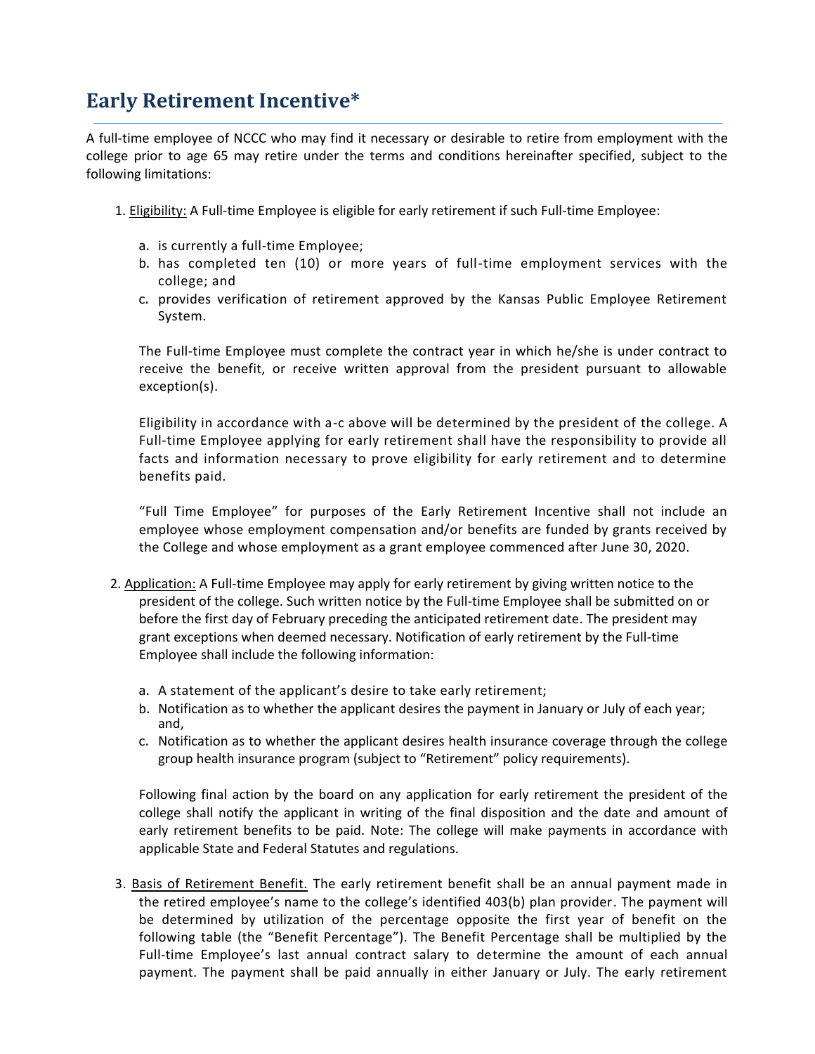# Early Retirement Incentive*

A full-time employee of NCCC who may find it necessary or desirable to retire from employment with the college prior to age 65 may retire under the terms and conditions hereinafter specified, subject to the following limitations:

1. Eligibility: A Full-time Employee is eligible for early retirement if such Full-time Employee:

   a. is currently a full-time Employee;
   b. has completed ten (10) or more years of full-time employment services with the college; and
   c. provides verification of retirement approved by the Kansas Public Employee Retirement System.

   The Full-time Employee must complete the contract year in which he/she is under contract to receive the benefit, or receive written approval from the president pursuant to allowable exception(s).

   Eligibility in accordance with a-c above will be determined by the president of the college. A Full-time Employee applying for early retirement shall have the responsibility to provide all facts and information necessary to prove eligibility for early retirement and to determine benefits paid.

   "Full Time Employee" for purposes of the Early Retirement Incentive shall not include an employee whose employment compensation and/or benefits are funded by grants received by the College and whose employment as a grant employee commenced after June 30, 2020.

2. Application: A Full-time Employee may apply for early retirement by giving written notice to the president of the college. Such written notice by the Full-time Employee shall be submitted on or before the first day of February preceding the anticipated retirement date. The president may grant exceptions when deemed necessary. Notification of early retirement by the Full-time Employee shall include the following information:

   a. A statement of the applicant's desire to take early retirement;
   b. Notification as to whether the applicant desires the payment in January or July of each year; and,
   c. Notification as to whether the applicant desires health insurance coverage through the college group health insurance program (subject to "Retirement" policy requirements).

   Following final action by the board on any application for early retirement the president of the college shall notify the applicant in writing of the final disposition and the date and amount of early retirement benefits to be paid. Note: The college will make payments in accordance with applicable State and Federal Statutes and regulations.

3. Basis of Retirement Benefit. The early retirement benefit shall be an annual payment made in the retired employee's name to the college's identified 403(b) plan provider. The payment will be determined by utilization of the percentage opposite the first year of benefit on the following table (the "Benefit Percentage"). The Benefit Percentage shall be multiplied by the Full-time Employee's last annual contract salary to determine the amount of each annual payment. The payment shall be paid annually in either January or July. The early retirement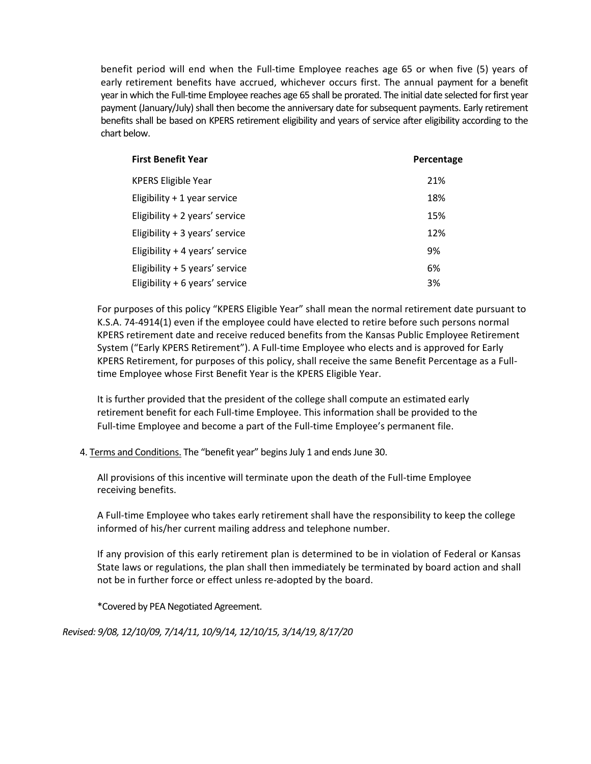benefit period will end when the Full-time Employee reaches age 65 or when five (5) years of early retirement benefits have accrued, whichever occurs first. The annual payment for a benefit year in which the Full-time Employee reaches age 65 shall be prorated. The initial date selected for first year payment (January/July) shall then become the anniversary date for subsequent payments. Early retirement benefits shall be based on KPERS retirement eligibility and years of service after eligibility according to the chart below.

| First Benefit Year | Percentage |
|---|---|
| KPERS Eligible Year | 21% |
| Eligibility + 1 year service | 18% |
| Eligibility + 2 years' service | 15% |
| Eligibility + 3 years' service | 12% |
| Eligibility + 4 years' service | 9% |
| Eligibility + 5 years' service | 6% |
| Eligibility + 6 years' service | 3% |

For purposes of this policy "KPERS Eligible Year" shall mean the normal retirement date pursuant to K.S.A. 74-4914(1) even if the employee could have elected to retire before such persons normal KPERS retirement date and receive reduced benefits from the Kansas Public Employee Retirement System ("Early KPERS Retirement"). A Full-time Employee who elects and is approved for Early KPERS Retirement, for purposes of this policy, shall receive the same Benefit Percentage as a Full-time Employee whose First Benefit Year is the KPERS Eligible Year.

It is further provided that the president of the college shall compute an estimated early retirement benefit for each Full-time Employee. This information shall be provided to the Full-time Employee and become a part of the Full-time Employee's permanent file.

4. Terms and Conditions. The "benefit year" begins July 1 and ends June 30.

All provisions of this incentive will terminate upon the death of the Full-time Employee receiving benefits.

A Full-time Employee who takes early retirement shall have the responsibility to keep the college informed of his/her current mailing address and telephone number.

If any provision of this early retirement plan is determined to be in violation of Federal or Kansas State laws or regulations, the plan shall then immediately be terminated by board action and shall not be in further force or effect unless re-adopted by the board.

*Covered by PEA Negotiated Agreement.

*Revised: 9/08, 12/10/09, 7/14/11, 10/9/14, 12/10/15, 3/14/19, 8/17/20*